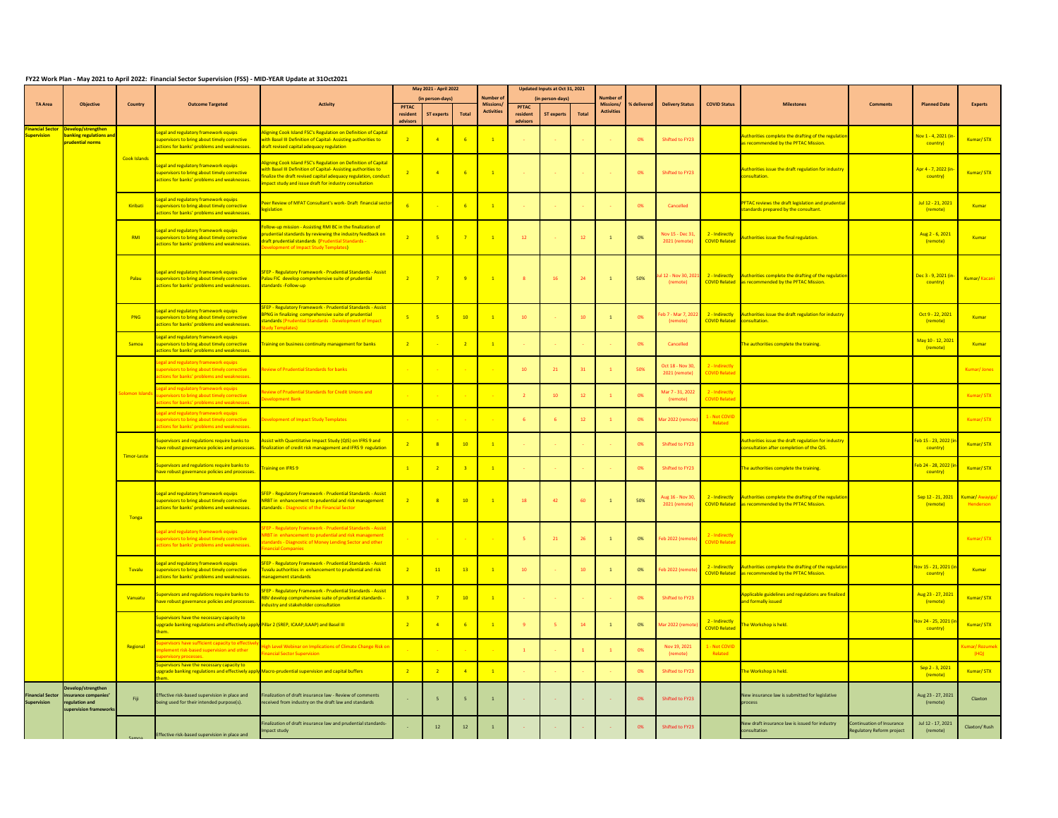## FY22 Work Plan - May 2021 to April 2022: Financial Sector Supervision (FSS) - MID-YEAR Update at 31Oct2021

| TA Area | Objective | Country | Outcome Targeted | Activity | May 2021 - April 2022 (in person-days) PFTAC resident advisors | ST experts | Total | Number of Missions/ Activities | Updated Inputs at Oct 31, 2021 (in person-days) PFTAC resident advisors | ST experts | Total | Number of Missions/ Activities | % delivered | Delivery Status | COVID Status | Milestones | Comments | Planned Date | Experts |
|---|---|---|---|---|---|---|---|---|---|---|---|---|---|---|---|---|---|---|---|
| Financial Sector Supervision | Develop/strengthen banking regulations and prudential norms | Cook Islands | Legal and regulatory framework equips supervisors to bring about timely corrective actions for banks' problems and weaknesses. | Aligning Cook Island FSC's Regulation on Definition of Capital with Basel III Definition of Capital- Assisting authorities to draft revised capital adequacy regulation | 2 | 4 | 6 | 1 | - | - | - | - | 0% | Shifted to FY23 | | Authorities complete the drafting of the regulation as recommended by the PFTAC Mission. | | Nov 1 - 4, 2021 (in-country) | Kumar/ STX |
| | | | Legal and regulatory framework equips supervisors to bring about timely corrective actions for banks' problems and weaknesses. | Aligning Cook Island FSC's Regulation on Definition of Capital with Basel III Definition of Capital- Assisting authorities to finalize the draft revised capital adequacy regulation, conduct impact study and issue draft for industry consultation | 2 | 4 | 6 | 1 | - | - | - | - | 0% | Shifted to FY23 | | Authorities issue the draft regulation for industry consultation. | | Apr 4 - 7, 2022 (in-country) | Kumar/ STX |
| | | Kiribati | Legal and regulatory framework equips supervisors to bring about timely corrective actions for banks' problems and weaknesses. | Peer Review of MFAT Consultant's work- Draft financial sector legislation | 6 | - | 6 | 1 | - | - | - | - | 0% | Cancelled | | PFTAC reviews the draft legislation and prudential standards prepared by the consultant. | | Jul 12 - 21, 2021 (remote) | Kumar |
| | | RMI | Legal and regulatory framework equips supervisors to bring about timely corrective actions for banks' problems and weaknesses. | Follow-up mission - Assisting RMI BC in the finalization of prudential standards by reviewing the industry feedback on draft prudential standards (Prudential Standards - Development of Impact Study Templates) | 2 | 5 | 7 | 1 | 12 | - | 12 | 1 | 0% | Nov 15 - Dec 31, 2021 (remote) | 2 - Indirectly COVID Related | Authorities issue the final regulation. | | Aug 2 - 6, 2021 (remote) | Kumar |
| | | Palau | Legal and regulatory framework equips supervisors to bring about timely corrective actions for banks' problems and weaknesses. | SFEP - Regulatory Framework - Prudential Standards - Assist Palau FIC develop comprehensive suite of prudential standards -Follow-up | 2 | 7 | 9 | 1 | 8 | 16 | 24 | 1 | 50% | Jul 12 - Nov 30, 2021 (remote) | 2 - Indirectly COVID Related | Authorities complete the drafting of the regulation as recommended by the PFTAC Mission. | | Dec 3 - 9, 2021 (in-country) | Kumar/ Kacani |
| | | PNG | Legal and regulatory framework equips supervisors to bring about timely corrective actions for banks' problems and weaknesses. | SFEP - Regulatory Framework - Prudential Standards - Assist BPNG in finalizing comprehensive suite of prudential standards (Prudential Standards - Development of Impact Study Templates) | 5 | 5 | 10 | 1 | 10 | - | 10 | 1 | 0% | Feb 7 - Mar 7, 2022 (remote) | 2 - Indirectly COVID Related | Authorities issue the draft regulation for industry consultation. | | Oct 9 - 22, 2021 (remote) | Kumar |
| | | Samoa | Legal and regulatory framework equips supervisors to bring about timely corrective actions for banks' problems and weaknesses. | Training on business continuity management for banks | 2 | - | 2 | 1 | - | - | - | - | 0% | Cancelled | | The authorities complete the training. | | May 10 - 12, 2021 (remote) | Kumar |
| | | Solomon Islands | Legal and regulatory framework equips supervisors to bring about timely corrective actions for banks' problems and weaknesses. | Review of Prudential Standards for banks | - | - | - | - | 10 | 21 | 31 | 1 | 50% | Oct 18 - Nov 30, 2021 (remote) | 2 - Indirectly COVID Related | | | | Kumar/ Jones |
| | | | Legal and regulatory framework equips supervisors to bring about timely corrective actions for banks' problems and weaknesses. | Review of Prudential Standards for Credit Unions and Development Bank | - | - | - | - | 2 | 10 | 12 | 1 | 0% | Mar 7 - 31, 2022 (remote) | 2 - Indirectly COVID Related | | | | Kumar/ STX |
| | | | Legal and regulatory framework equips supervisors to bring about timely corrective actions for banks' problems and weaknesses. | Development of Impact Study Templates | - | - | - | - | 6 | 6 | 12 | 1 | 0% | Mar 2022 (remote) | 1 - Not COVID Related | | | | Kumar/ STX |
| | | Timor-Leste | Supervisors and regulations require banks to have robust governance policies and processes. | Assist with Quantitative Impact Study (QIS) on IFRS 9 and finalization of credit risk management and IFRS 9 regulation | 2 | 8 | 10 | 1 | - | - | - | - | 0% | Shifted to FY23 | | Authorities issue the draft regulation for industry consultation after completion of the QIS. | | Feb 15 - 23, 2022 (in-country) | Kumar/ STX |
| | | | Supervisors and regulations require banks to have robust governance policies and processes. | Training on IFRS 9 | 1 | 2 | 3 | 1 | - | - | - | - | 0% | Shifted to FY23 | | The authorities complete the training. | | Feb 24 - 28, 2022 (in-country) | Kumar/ STX |
| | | Tonga | Legal and regulatory framework equips supervisors to bring about timely corrective actions for banks' problems and weaknesses. | SFEP - Regulatory Framework - Prudential Standards - Assist NRBT in enhancement to prudential and risk management standards - Diagnostic of the Financial Sector | 2 | 8 | 10 | 1 | 18 | 42 | 60 | 1 | 50% | Aug 16 - Nov 30, 2021 (remote) | 2 - Indirectly COVID Related | Authorities complete the drafting of the regulation as recommended by the PFTAC Mission. | | Sep 12 - 21, 2021 (remote) | Kumar/ Awayiga/ Henderson |
| | | | Legal and regulatory framework equips supervisors to bring about timely corrective actions for banks' problems and weaknesses. | SFEP - Regulatory Framework - Prudential Standards - Assist NRBT in enhancement to prudential and risk management standards - Diagnostic of Money Lending Sector and other Financial Companies | - | - | - | - | 5 | 21 | 26 | 1 | 0% | Feb 2022 (remote) | 2 - Indirectly COVID Related | | | | Kumar/ STX |
| | | Tuvalu | Legal and regulatory framework equips supervisors to bring about timely corrective actions for banks' problems and weaknesses. | SFEP - Regulatory Framework - Prudential Standards - Assist Tuvalu authorities in enhancement to prudential and risk management standards | 2 | 11 | 13 | 1 | 10 | - | 10 | 1 | 0% | Feb 2022 (remote) | 2 - Indirectly COVID Related | Authorities complete the drafting of the regulation as recommended by the PFTAC Mission. | | Nov 15 - 21, 2021 (in-country) | Kumar |
| | | Vanuatu | Supervisors and regulations require banks to have robust governance policies and processes. | SFEP - Regulatory Framework - Prudential Standards - Assist RBV develop comprehensive suite of prudential standards - industry and stakeholder consultation | 3 | 7 | 10 | 1 | - | - | - | - | 0% | Shifted to FY23 | | Applicable guidelines and regulations are finalized and formally issued | | Aug 23 - 27, 2021 (remote) | Kumar/ STX |
| | | Regional | Supervisors have the necessary capacity to upgrade banking regulations and effectively apply them. | Pillar 2 (SREP, ICAAP,ILAAP) and Basel III | 2 | 4 | 6 | 1 | 9 | 5 | 14 | 1 | 0% | Mar 2022 (remote) | 2 - Indirectly COVID Related | The Workshop is held. | | Nov 24 - 25, 2021 (in-country) | Kumar/ STX |
| | | | Supervisors have sufficient capacity to effectively implement risk-based supervision and other supervisory processes. | High Level Webinar on Implications of Climate Change Risk on Financial Sector Supervision | - | - | - | - | 1 | - | 1 | 1 | 0% | Nov 19, 2021 (remote) | 1 - Not COVID Related | | | | Kumar/ Rozumek (HQ) |
| | | | Supervisors have the necessary capacity to upgrade banking regulations and effectively apply them. | Macro-prudential supervision and capital buffers | 2 | 2 | 4 | 1 | - | - | - | - | 0% | Shifted to FY23 | | The Workshop is held. | | Sep 2 - 3, 2021 (remote) | Kumar/ STX |
| Financial Sector Supervision | Develop/strengthen insurance companies' regulation and supervision frameworks | Fiji | Effective risk-based supervision in place and being used for their intended purpose(s). | Finalization of draft insurance law - Review of comments received from industry on the draft law and standards | - | 5 | 5 | 1 | - | - | - | - | 0% | Shifted to FY23 | | New insurance law is submitted for legislative process | | Aug 23 - 27, 2021 (remote) | Claxton |
| | | Samoa | Effective risk-based supervision in place and | Finalization of draft insurance law and prudential standards-Impact study | - | 12 | 12 | 1 | - | - | - | - | 0% | Shifted to FY23 | | New draft insurance law is issued for industry consultation | Continuation of Insurance Regulatory Reform project | Jul 12 - 17, 2021 (remote) | Claxton/ Rush |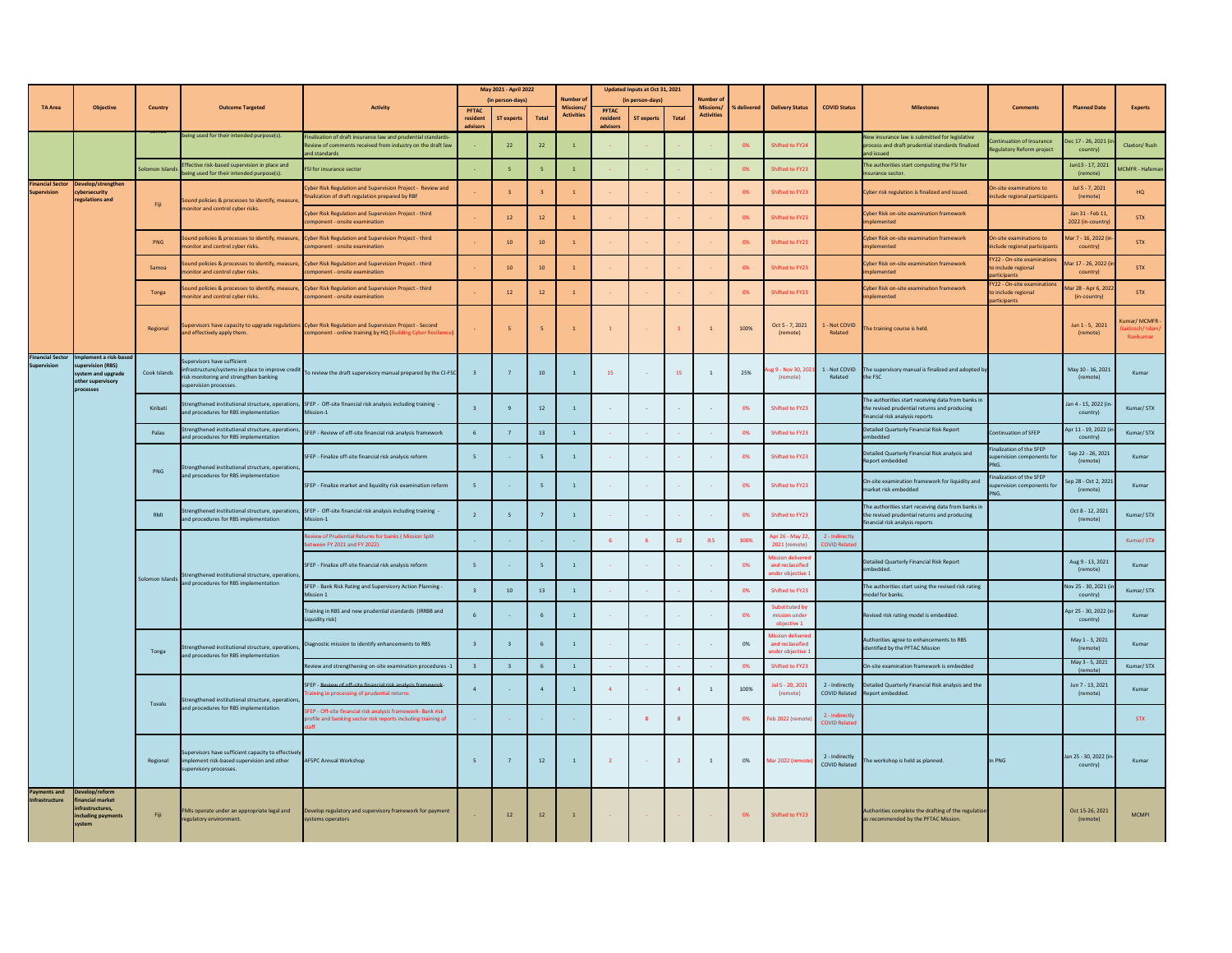| TA Area | Objective | Country | Outcome Targeted | Activity | May 2021 - April 2022 (in person-days) | | | Number of Missions/ Activities | Updated Inputs at Oct 31, 2021 (in person-days) | | | Number of Missions/ Activities | % delivered | Delivery Status | COVID Status | Milestones | Comments | Planned Date | Experts |
|---|---|---|---|---|---|---|---|---|---|---|---|---|---|---|---|---|---|---|---|
| | | | | | PFTAC resident advisors | ST experts | Total | | PFTAC resident advisors | ST experts | Total | | | | | | | | |
| | | | being used for their intended purpose(s). | Finalization of draft insurance law and prudential standards- Review of comments received from industry on the draft law and standards | - | 22 | 22 | 1 | - | - | - | - | 0% | Shifted to FY24 | | New insurance law is submitted for legislative process and draft prudential standards finalized and issued | Continuation of Insurance Regulatory Reform project | Dec 17 - 26, 2021 (in-country) | Claxton/ Rush |
| | | Solomon Islands | Effective risk-based supervision in place and being used for their intended purpose(s). | FSI for insurance sector | - | 5 | 5 | 1 | - | - | - | - | 0% | Shifted to FY23 | | The authorities start computing the FSI for insurance sector. | | Jun13 - 17, 2021 (remote) | MCMFR - Hafeman |
| Financial Sector Supervision | Develop/strengthen cybersecurity regulations and | Fiji | Sound policies & processes to identify, measure, monitor and control cyber risks. | Cyber Risk Regulation and Supervision Project - Review and finalization of draft regulation prepared by RBF | - | 3 | 3 | 1 | - | - | - | - | 0% | Shifted to FY23 | | Cyber risk regulation is finalized and issued. | On-site examinations to include regional participants | Jul 5 - 7, 2021 (remote) | HQ |
| | | | | Cyber Risk Regulation and Supervision Project - third component - onsite examination | - | 12 | 12 | 1 | - | - | - | - | 0% | Shifted to FY23 | | Cyber Risk on-site examination framework implemented | | Jan 31 - Feb 11, 2022 (in-country) | STX |
| | | PNG | Sound policies & processes to identify, measure, monitor and control cyber risks. | Cyber Risk Regulation and Supervision Project - third component - onsite examination | - | 10 | 10 | 1 | - | - | - | - | 0% | Shifted to FY23 | | Cyber Risk on-site examination framework implemented | On-site examinations to include regional participants | Mar 7 - 16, 2022 (in-country) | STX |
| | | Samoa | Sound policies & processes to identify, measure, monitor and control cyber risks. | Cyber Risk Regulation and Supervision Project - third component - onsite examination | - | 10 | 10 | 1 | - | - | - | - | 0% | Shifted to FY23 | | Cyber Risk on-site examination framework implemented | FY22 - On-site examinations to include regional participants | Mar 17 - 26, 2022 (in-country) | STX |
| | | Tonga | Sound policies & processes to identify, measure, monitor and control cyber risks. | Cyber Risk Regulation and Supervision Project - third component - onsite examination | - | 12 | 12 | 1 | - | - | - | - | 0% | Shifted to FY23 | | Cyber Risk on-site examination framework implemented | FY22 - On-site examinations to include regional participants | Mar 28 - Apr 6, 2022 (in-country) | STX |
| | | Regional | Supervisors have capacity to upgrade regulations and effectively apply them. | Cyber Risk Regulation and Supervision Project - Second component - online training by HQ (Building Cyber Resilience) | - | 5 | 5 | 1 | 1 | - | 1 | 1 | 100% | Oct 5 - 7, 2021 (remote) | 1 - Not COVID Related | The training course is held. | | Jun 1 - 5, 2021 (remote) | Kumar/ MCMFR - Gaidosch/ Islam/ Ravikumar |
| Financial Sector Supervision | Implement a risk-based supervision (RBS) system and upgrade other supervisory processes | Cook Islands | Supervisors have sufficient infrastructure/systems in place to improve credit risk monitoring and strengthen banking supervision processes. | To review the draft supervisory manual prepared by the CI-FSC | 3 | 7 | 10 | 1 | 15 | - | 15 | 1 | 25% | Aug 9 - Nov 30, 2021 (remote) | 1 - Not COVID Related | The supervisory manual is finalized and adopted by the FSC | | May 10 - 16, 2021 (remote) | Kumar |
| | | Kiribati | Strengthened institutional structure, operations, and procedures for RBS implementation | SFEP - Off-site financial risk analysis including training - Mission-1 | 3 | 9 | 12 | 1 | - | - | - | - | 0% | Shifted to FY23 | | The authorities start receiving data from banks in the revised prudential returns and producing financial risk analysis reports | | Jan 4 - 15, 2022 (in-country) | Kumar/ STX |
| | | Palau | Strengthened institutional structure, operations, and procedures for RBS implementation | SFEP - Review of off-site financial risk analysis framework | 6 | 7 | 13 | 1 | - | - | - | - | 0% | Shifted to FY23 | | Detailed Quarterly Financial Risk Report embedded | Continuation of SFEP | Apr 11 - 19, 2022 (in-country) | Kumar/ STX |
| | | PNG | Strengthened institutional structure, operations, and procedures for RBS implementation | SFEP - Finalize off-site financial risk analysis reform | 5 | - | 5 | 1 | - | - | - | - | 0% | Shifted to FY23 | | Detailed Quarterly Financial Risk analysis and Report embedded | Finalization of the SFEP supervision components for PNG. | Sep 22 - 26, 2021 (remote) | Kumar |
| | | | | SFEP - Finalize market and liquidity risk examination reform | 5 | - | 5 | 1 | - | - | - | - | 0% | Shifted to FY23 | | On-site examination framework for liquidity and market risk embedded | Finalization of the SFEP supervision components for PNG. | Sep 28 - Oct 2, 2021 (remote) | Kumar |
| | | RMI | Strengthened institutional structure, operations, and procedures for RBS implementation | SFEP - Off-site financial risk analysis including training - Mission-1 | 2 | 5 | 7 | 1 | - | - | - | - | 0% | Shifted to FY23 | | The authorities start receiving data from banks in the revised prudential returns and producing financial risk analysis reports | | Oct 8 - 12, 2021 (remote) | Kumar/ STX |
| | | Solomon Islands | Strengthened institutional structure, operations, and procedures for RBS implementation | Review of Prudential Returns for banks (Mission Split between FY 2021 and FY 2022) | - | - | - | - | 6 | 6 | 12 | 0.5 | 100% | Apr 26 - May 22, 2021 (remote) | 2 - Indirectly COVID Related | | | | Kumar/ STX |
| | | | | SFEP - Finalize off-site financial risk analysis reform | 5 | - | 5 | 1 | - | - | - | - | 0% | Mission delivered and reclassified under objective 1 | | Detailed Quarterly Financial Risk Report embedded. | | Aug 9 - 13, 2021 (remote) | Kumar |
| | | | | SFEP - Bank Risk Rating and Supervisory Action Planning - Mission 1 | 3 | 10 | 13 | 1 | - | - | - | - | 0% | Shifted to FY23 | | The authorities start using the revised risk rating model for banks. | | Nov 25 - 30, 2021 (in country) | Kumar/ STX |
| | | | | Training in RBS and new prudential standards (IRRBB and Liquidity risk) | 6 | - | 6 | 1 | - | - | - | - | 0% | Substituted by mission under objective 1 | | Revised risk rating model is embedded. | | Apr 25 - 30, 2022 (in-country) | Kumar |
| | | Tonga | Strengthened institutional structure, operations, and procedures for RBS implementation | Diagnostic mission to identify enhancements to RBS | 3 | 3 | 6 | 1 | - | - | - | - | 0% | Mission delivered and reclassified under objective 1 | | Authorities agree to enhancements to RBS identified by the PFTAC Mission | | May 1 - 3, 2021 (remote) | Kumar |
| | | | | Review and strengthening on-site examination procedures -1 | 3 | 3 | 6 | 1 | - | - | - | - | 0% | Shifted to FY23 | | On-site examination framework is embedded | | May 3 - 5, 2021 (remote) | Kumar/ STX |
| | | Tuvalu | Strengthened institutional structure, operations, and procedures for RBS implementation | SFEP - ~~Review of off-site financial risk analysis framework~~ Training in processing of prudential returns | 4 | - | 4 | 1 | 4 | - | 4 | 1 | 100% | Jul 5 - 20, 2021 (remote) | 2 - Indirectly COVID Related | Detailed Quarterly Financial Risk analysis and the Report embedded. | | Jun 7 - 13, 2021 (remote) | Kumar |
| | | | | SFEP - Off-site financial risk analysis framework- Bank risk profile and banking sector risk reports including training of staff | - | - | - | - | - | 8 | 8 | | 0% | Feb 2022 (remote) | 2 - Indirectly COVID Related | | | | STX |
| | | Regional | Supervisors have sufficient capacity to effectively implement risk-based supervision and other supervisory processes. | AFSPC Annual Workshop | 5 | 7 | 12 | 1 | 2 | - | 2 | 1 | 0% | Mar 2022 (remote) | 2 - Indirectly COVID Related | The workshop is held as planned. | In PNG | Jan 25 - 30, 2022 (in-country) | Kumar |
| Payments and Infrastructure | Develop/reform financial market infrastructures, including payments system | Fiji | FMIs operate under an appropriate legal and regulatory environment. | Develop regulatory and supervisory framework for payment systems operators | - | 12 | 12 | 1 | - | - | - | - | 0% | Shifted to FY23 | | Authorities complete the drafting of the regulation as recommended by the PFTAC Mission. | | Oct 15-26, 2021 (remote) | MCMPI |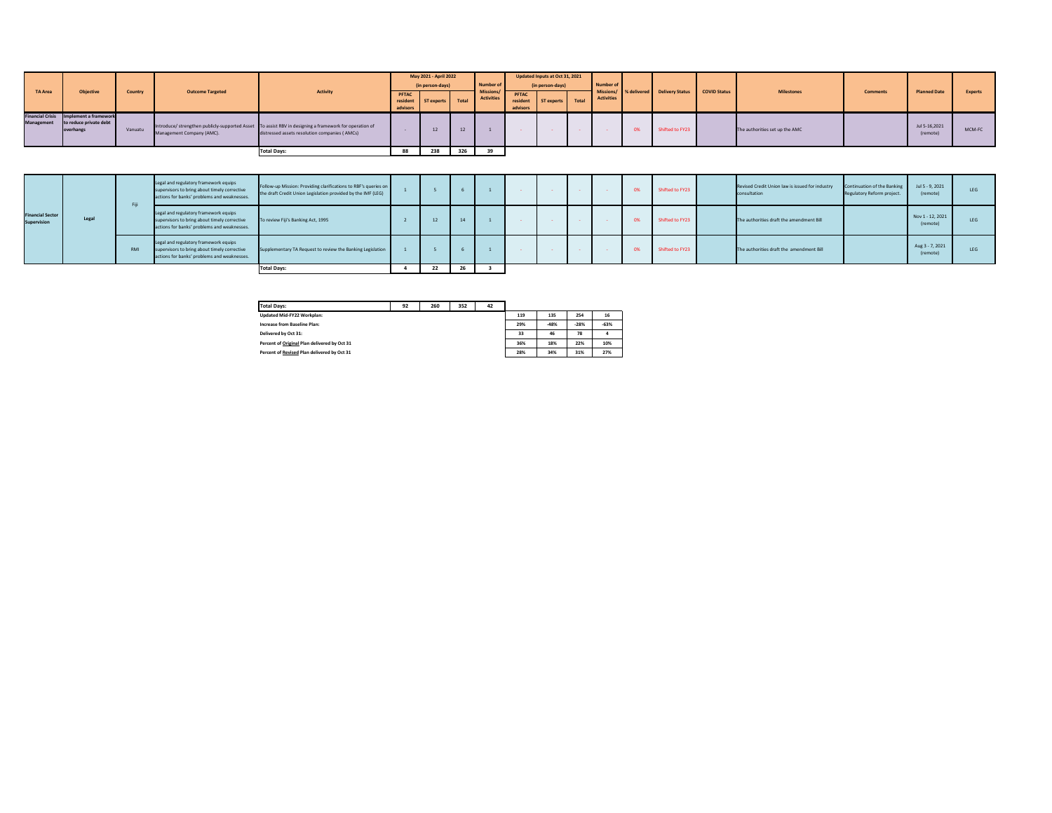| TA Area | Objective | Country | Outcome Targeted | Activity | May 2021 - April 2022 (in person-days) | | | Number of Missions/ Activities | Updated Inputs at Oct 31, 2021 (in person-days) | | | Number of Missions/ Activities | % delivered | Delivery Status | COVID Status | Milestones | Comments | Planned Date | Experts |
|---|---|---|---|---|---|---|---|---|---|---|---|---|---|---|---|---|---|---|---|
| | | | | | PFTAC resident advisors | ST experts | Total | | PFTAC resident advisors | ST experts | Total | | | | | | | | |
| **Financial Crisis Management** | **Implement a framework to reduce private debt overhangs** | Vanuatu | Introduce/ strengthen publicly-supported Asset Management Company (AMC). | To assist RBV in designing a framework for operation of distressed assets resolution companies ( AMCs) | - | 12 | 12 | 1 | - | - | - | - | 0% | Shifted to FY23 | | The authorities set up the AMC | | Jul 5-16,2021 (remote) | MCM-FC |
| | | | | **Total Days:** | **88** | **238** | **326** | **39** | | | | | | | | | | | |

| TA Area | Objective | Country | Outcome Targeted | Activity | PFTAC resident advisors | ST experts | Total | Number of Missions/ Activities | PFTAC resident advisors | ST experts | Total | Number of Missions/ Activities | % delivered | Delivery Status | COVID Status | Milestones | Comments | Planned Date | Experts |
|---|---|---|---|---|---|---|---|---|---|---|---|---|---|---|---|---|---|---|---|
| **Financial Sector Supervision** | **Legal** | Fiji | Legal and regulatory framework equips supervisors to bring about timely corrective actions for banks' problems and weaknesses. | Follow-up Mission: Providing clarifications to RBF's queries on the draft Credit Union Legislation provided by the IMF (LEG) | 1 | 5 | 6 | 1 | - | - | - | - | 0% | Shifted to FY23 | | Revised Credit Union law is issued for industry consultation | Continuation of the Banking Regulatory Reform project. | Jul 5 - 9, 2021 (remote) | LEG |
| | | | Legal and regulatory framework equips supervisors to bring about timely corrective actions for banks' problems and weaknesses. | To review Fiji's Banking Act, 1995 | 2 | 12 | 14 | 1 | - | - | - | - | 0% | Shifted to FY23 | | The authorities draft the amendment Bill | | Nov 1 - 12, 2021 (remote) | LEG |
| | | RMI | Legal and regulatory framework equips supervisors to bring about timely corrective actions for banks' problems and weaknesses. | Supplementary TA Request to review the Banking Legislation | 1 | 5 | 6 | 1 | - | - | - | - | 0% | Shifted to FY23 | | The authorities draft the amendment Bill | | Aug 3 - 7, 2021 (remote) | LEG |
| | | | | **Total Days:** | **4** | **22** | **26** | **3** | | | | | | | | | | | |

| | | | | | | | | |
|---|---|---|---|---|---|---|---|---|
| **Total Days:** | **92** | **260** | **352** | **42** | | | | |
| **Updated Mid-FY22 Workplan:** | | | | | **119** | **135** | **254** | **16** |
| **Increase from Baseline Plan:** | | | | | **29%** | **-48%** | **-28%** | **-63%** |
| **Delivered by Oct 31:** | | | | | **33** | **46** | **78** | **4** |
| **Percent of Original Plan delivered by Oct 31** | | | | | **36%** | **18%** | **22%** | **10%** |
| **Percent of Revised Plan delivered by Oct 31** | | | | | **28%** | **34%** | **31%** | **27%** |